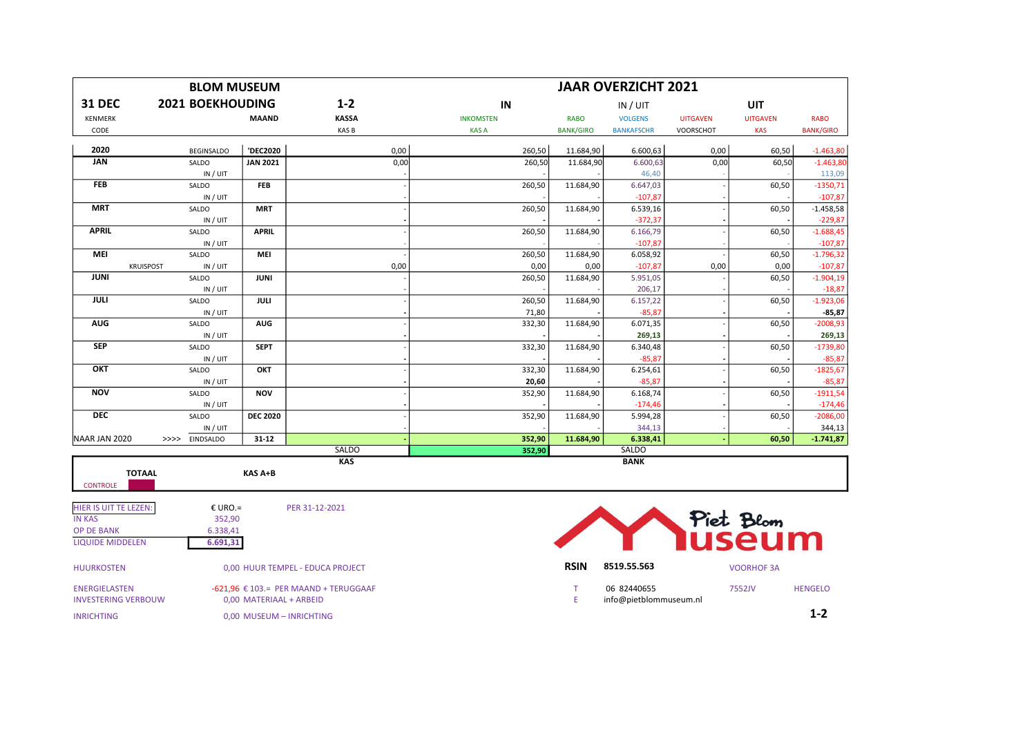# BLOM MUSEUM — JAAR OVERZICHT 2021

| 31 DEC | 2021 BOEKHOUDING | | 1-2 | IN | | IN / UIT | | UIT | |
|---|---|---|---|---|---|---|---|---|---|
| KENMERK | | MAAND | KASSA | INKOMSTEN | RABO | VOLGENS | UITGAVEN | UITGAVEN | RABO |
| CODE | | | KAS B | KAS A | BANK/GIRO | BANKAFSCHR | VOORSCHOT | KAS | BANK/GIRO |
| **2020** | BEGINSALDO | **'DEC2020** | 0,00 | 260,50 | 11.684,90 | 6.600,63 | 0,00 | 60,50 | -1.463,80 |
| **JAN** | SALDO | **JAN 2021** | 0,00 | 260,50 | 11.684,90 | 6.600,63 | 0,00 | 60,50 | -1.463,80 |
| | IN / UIT | | - | - | - | 46,40 | - | - | 113,09 |
| **FEB** | SALDO | **FEB** | - | 260,50 | 11.684,90 | 6.647,03 | - | 60,50 | -1350,71 |
| | IN / UIT | | - | - | - | -107,87 | - | - | -107,87 |
| **MRT** | SALDO | **MRT** | - | 260,50 | 11.684,90 | 6.539,16 | - | 60,50 | -1.458,58 |
| | IN / UIT | | - | - | - | -372,37 | - | - | -229,87 |
| **APRIL** | SALDO | **APRIL** | - | 260,50 | 11.684,90 | 6.166,79 | - | 60,50 | -1.688,45 |
| | IN / UIT | | - | - | - | -107,87 | - | - | -107,87 |
| **MEI** | SALDO | **MEI** | - | 260,50 | 11.684,90 | 6.058,92 | - | 60,50 | -1.796,32 |
| KRUISPOST | IN / UIT | | 0,00 | 0,00 | 0,00 | -107,87 | 0,00 | 0,00 | -107,87 |
| **JUNI** | SALDO | **JUNI** | - | 260,50 | 11.684,90 | 5.951,05 | - | 60,50 | -1.904,19 |
| | IN / UIT | | - | - | - | 206,17 | - | - | -18,87 |
| **JULI** | SALDO | **JULI** | - | 260,50 | 11.684,90 | 6.157,22 | - | 60,50 | -1.923,06 |
| | IN / UIT | | - | 71,80 | - | -85,87 | - | - | **-85,87** |
| **AUG** | SALDO | **AUG** | - | 332,30 | 11.684,90 | 6.071,35 | - | 60,50 | -2008,93 |
| | IN / UIT | | - | - | - | **269,13** | - | - | **269,13** |
| **SEP** | SALDO | **SEPT** | - | 332,30 | 11.684,90 | 6.340,48 | - | 60,50 | -1739,80 |
| | IN / UIT | | - | - | - | -85,87 | - | - | -85,87 |
| **OKT** | SALDO | **OKT** | - | 332,30 | 11.684,90 | 6.254,61 | - | 60,50 | -1825,67 |
| | IN / UIT | | - | **20,60** | - | -85,87 | - | - | -85,87 |
| **NOV** | SALDO | **NOV** | - | 352,90 | 11.684,90 | 6.168,74 | - | 60,50 | -1911,54 |
| | IN / UIT | | - | - | - | -174,46 | - | - | -174,46 |
| **DEC** | SALDO | **DEC 2020** | - | 352,90 | 11.684,90 | 5.994,28 | - | 60,50 | -2086,00 |
| | IN / UIT | | - | - | - | 344,13 | - | - | 344,13 |
| NAAR JAN 2020 >>>> | EINDSALDO | **31-12** | - | **352,90** | **11.684,90** | **6.338,41** | - | **60,50** | **-1.741,87** |
| | | | SALDO | **352,90** | | SALDO | | | |
| | | | **KAS** | | | **BANK** | | | |

**TOTAAL** — **KAS A+B**

CONTROLE

| HIER IS UIT TE LEZEN: | € URO.= | PER 31-12-2021 |
|---|---|---|
| IN KAS | 352,90 | |
| OP DE BANK | 6.338,41 | |
| LIQUIDE MIDDELEN | **6.691,31** | |

HUURKOSTEN — 0,00 HUUR TEMPEL - EDUCA PROJECT

ENERGIELASTEN — -621,96 € 103.= PER MAAND + TERUGGAAF

INVESTERING VERBOUW — 0,00 MATERIAAL + ARBEID

INRICHTING — 0,00 MUSEUM – INRICHTING

Piet Blom Museum

**RSIN** 8519.55.563 — VOORHOF 3A

T 06 82440655 — 7552JV — HENGELO

E info@pietblommuseum.nl

**1-2**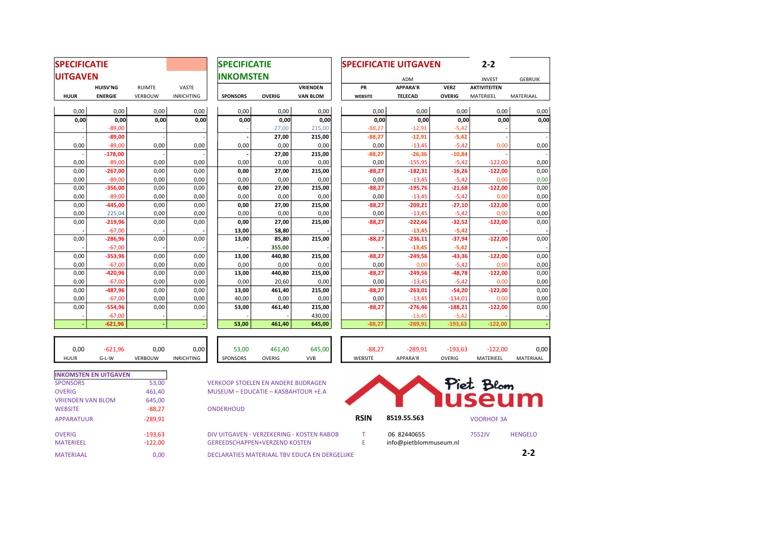## SPECIFICATIE UITGAVEN

| HUUR | HUISV'NG ENERGIE | RUIMTE VERBOUW | VASTE INRICHTING |
|---|---|---|---|
| 0,00 | 0,00 | 0,00 | 0,00 |
| 0,00 | 0,00 | 0,00 | 0,00 |
| - | -89,00 | - | - |
| - | -89,00 | - | - |
| 0,00 | -89,00 | 0,00 | 0,00 |
| - | -178,00 | - | - |
| 0,00 | -89,00 | 0,00 | 0,00 |
| 0,00 | -267,00 | 0,00 | 0,00 |
| 0,00 | -89,00 | 0,00 | 0,00 |
| 0,00 | -356,00 | 0,00 | 0,00 |
| 0,00 | -89,00 | 0,00 | 0,00 |
| 0,00 | -445,00 | 0,00 | 0,00 |
| 0,00 | 225,04 | 0,00 | 0,00 |
| 0,00 | -219,96 | 0,00 | 0,00 |
| - | -67,00 | - | - |
| 0,00 | -286,96 | 0,00 | 0,00 |
| - | -67,00 | - | - |
| 0,00 | -353,96 | 0,00 | 0,00 |
| 0,00 | -67,00 | 0,00 | 0,00 |
| 0,00 | -420,96 | 0,00 | 0,00 |
| 0,00 | -67,00 | 0,00 | 0,00 |
| 0,00 | -487,96 | 0,00 | 0,00 |
| 0,00 | -67,00 | 0,00 | 0,00 |
| 0,00 | -554,96 | 0,00 | 0,00 |
| - | -67,00 | - | - |
| - | -621,96 | - | - |

| 0,00 | -621,96 | 0,00 | 0,00 |
|---|---|---|---|
| HUUR | G-L-W | VERBOUW | INRICHTING |

## SPECIFICATIE INKOMSTEN

| SPONSORS | OVERIG | VRIENDEN VAN BLOM |
|---|---|---|
| 0,00 | 0,00 | 0,00 |
| 0,00 | 0,00 | 0,00 |
| - | 27,00 | 215,00 |
| - | 27,00 | 215,00 |
| 0,00 | 0,00 | 0,00 |
| - | 27,00 | 215,00 |
| 0,00 | 0,00 | 0,00 |
| 0,00 | 27,00 | 215,00 |
| 0,00 | 0,00 | 0,00 |
| 0,00 | 27,00 | 215,00 |
| 0,00 | 0,00 | 0,00 |
| 0,00 | 27,00 | 215,00 |
| 0,00 | 0,00 | 0,00 |
| 0,00 | 27,00 | 215,00 |
| 13,00 | 58,80 | - |
| 13,00 | 85,80 | 215,00 |
| - | 355,00 | - |
| 13,00 | 440,80 | 215,00 |
| 0,00 | 0,00 | 0,00 |
| 13,00 | 440,80 | 215,00 |
| 0,00 | 20,60 | 0,00 |
| 13,00 | 461,40 | 215,00 |
| 40,00 | 0,00 | 0,00 |
| 53,00 | 461,40 | 215,00 |
| - | - | 430,00 |
| 53,00 | 461,40 | 645,00 |

| 53,00 | 461,40 | 645,00 |
|---|---|---|
| SPONSORS | OVERIG | VVB |

## SPECIFICATIE UITGAVEN 2-2

| PR WEBSITE | ADM APPARA'R TELECAD | VERZ OVERIG | INVEST AKTIVITEITEN MATERIEEL | GEBRUIK MATERIAAL |
|---|---|---|---|---|
| 0,00 | 0,00 | 0,00 | 0,00 | 0,00 |
| 0,00 | 0,00 | 0,00 | 0,00 | 0,00 |
| -88,27 | -12,91 | -5,42 | - | - |
| -88,27 | -12,91 | -5,42 | - | - |
| 0,00 | -13,45 | -5,42 | 0,00 | 0,00 |
| -88,27 | -26,36 | -10,84 | - | - |
| 0,00 | -155,95 | -5,42 | -122,00 | 0,00 |
| -88,27 | -182,31 | -16,26 | -122,00 | 0,00 |
| 0,00 | -13,45 | -5,42 | 0,00 | 0,00 |
| -88,27 | -195,76 | -21,68 | -122,00 | 0,00 |
| 0,00 | -13,45 | -5,42 | 0,00 | 0,00 |
| -88,27 | -209,21 | -27,10 | -122,00 | 0,00 |
| 0,00 | -13,45 | -5,42 | 0,00 | 0,00 |
| -88,27 | -222,66 | -32,52 | -122,00 | 0,00 |
| - | -13,45 | -5,42 | - | - |
| -88,27 | -236,11 | -37,94 | -122,00 | 0,00 |
| - | -13,45 | -5,42 | - | - |
| -88,27 | -249,56 | -43,36 | -122,00 | 0,00 |
| 0,00 | 0,00 | -5,42 | 0,00 | 0,00 |
| -88,27 | -249,56 | -48,78 | -122,00 | 0,00 |
| 0,00 | -13,45 | -5,42 | 0,00 | 0,00 |
| -88,27 | -263,01 | -54,20 | -122,00 | 0,00 |
| 0,00 | -13,45 | -134,01 | 0,00 | 0,00 |
| -88,27 | -276,46 | -188,21 | -122,00 | 0,00 |
| - | -13,45 | -5,42 | - | - |
| -88,27 | -289,91 | -193,63 | -122,00 | - |

| -88,27 | -289,91 | -193,63 | -122,00 | 0,00 |
|---|---|---|---|---|
| WEBSITE | APPARA'R | OVERIG | MATERIEEL | MATERIAAL |

## INKOMSTEN EN UITGAVEN

| | | |
|---|---|---|
| SPONSORS | 53,00 | VERKOOP STOELEN EN ANDERE BIJDRAGEN |
| OVERIG | 461,40 | MUSEUM – EDUCATIE – KASBAHTOUR +E.A |
| VRIENDEN VAN BLOM | 645,00 | |
| WEBSITE | -88,27 | ONDERHOUD |
| APPARATUUR | -289,91 | |
| OVERIG | -193,63 | DIV UITGAVEN - VERZEKERING - KOSTEN RABOB |
| MATERIEEL | -122,00 | GEREEDSCHAPPEN+VERZEND KOSTEN |
| MATERIAAL | 0,00 | DECLARATIES MATERIAAL TBV EDUCA EN DERGELIJKE |

Piet Blom Museum

RSIN 8519.55.563 VOORHOF 3A

T 06 82440655 7552JV HENGELO

E info@pietblommuseum.nl

2-2